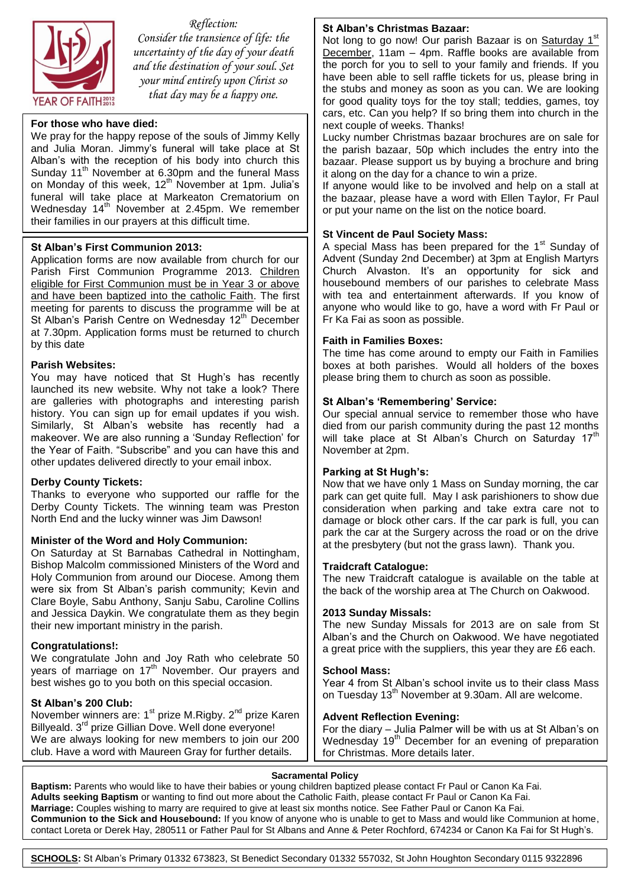*Reflection:*
*Consider the transience of life: the uncertainty of the day of your death and the destination of your soul. Set your mind entirely upon Christ so that day may be a happy one.*

YEAR OF FAITH 2012 2013

**For those who have died:**
We pray for the happy repose of the souls of Jimmy Kelly and Julia Moran. Jimmy's funeral will take place at St Alban's with the reception of his body into church this Sunday 11th November at 6.30pm and the funeral Mass on Monday of this week, 12th November at 1pm. Julia's funeral will take place at Markeaton Crematorium on Wednesday 14th November at 2.45pm. We remember their families in our prayers at this difficult time.

**St Alban's First Communion 2013:**
Application forms are now available from church for our Parish First Communion Programme 2013. Children eligible for First Communion must be in Year 3 or above and have been baptized into the catholic Faith. The first meeting for parents to discuss the programme will be at St Alban's Parish Centre on Wednesday 12th December at 7.30pm. Application forms must be returned to church by this date

**Parish Websites:**
You may have noticed that St Hugh's has recently launched its new website. Why not take a look? There are galleries with photographs and interesting parish history. You can sign up for email updates if you wish. Similarly, St Alban's website has recently had a makeover. We are also running a 'Sunday Reflection' for the Year of Faith. "Subscribe" and you can have this and other updates delivered directly to your email inbox.

**Derby County Tickets:**
Thanks to everyone who supported our raffle for the Derby County Tickets. The winning team was Preston North End and the lucky winner was Jim Dawson!

**Minister of the Word and Holy Communion:**
On Saturday at St Barnabas Cathedral in Nottingham, Bishop Malcolm commissioned Ministers of the Word and Holy Communion from around our Diocese. Among them were six from St Alban's parish community; Kevin and Clare Boyle, Sabu Anthony, Sanju Sabu, Caroline Collins and Jessica Daykin. We congratulate them as they begin their new important ministry in the parish.

**Congratulations!:**
We congratulate John and Joy Rath who celebrate 50 years of marriage on 17th November. Our prayers and best wishes go to you both on this special occasion.

**St Alban's 200 Club:**
November winners are: 1st prize M.Rigby. 2nd prize Karen Billyeald. 3rd prize Gillian Dove. Well done everyone!
We are always looking for new members to join our 200 club. Have a word with Maureen Gray for further details.

**St Alban's Christmas Bazaar:**
Not long to go now! Our parish Bazaar is on Saturday 1st December, 11am – 4pm. Raffle books are available from the porch for you to sell to your family and friends. If you have been able to sell raffle tickets for us, please bring in the stubs and money as soon as you can. We are looking for good quality toys for the toy stall; teddies, games, toy cars, etc. Can you help? If so bring them into church in the next couple of weeks. Thanks!
Lucky number Christmas bazaar brochures are on sale for the parish bazaar, 50p which includes the entry into the bazaar. Please support us by buying a brochure and bring it along on the day for a chance to win a prize.
If anyone would like to be involved and help on a stall at the bazaar, please have a word with Ellen Taylor, Fr Paul or put your name on the list on the notice board.

**St Vincent de Paul Society Mass:**
A special Mass has been prepared for the 1st Sunday of Advent (Sunday 2nd December) at 3pm at English Martyrs Church Alvaston. It's an opportunity for sick and housebound members of our parishes to celebrate Mass with tea and entertainment afterwards. If you know of anyone who would like to go, have a word with Fr Paul or Fr Ka Fai as soon as possible.

**Faith in Families Boxes:**
The time has come around to empty our Faith in Families boxes at both parishes. Would all holders of the boxes please bring them to church as soon as possible.

**St Alban's 'Remembering' Service:**
Our special annual service to remember those who have died from our parish community during the past 12 months will take place at St Alban's Church on Saturday 17th November at 2pm.

**Parking at St Hugh's:**
Now that we have only 1 Mass on Sunday morning, the car park can get quite full. May I ask parishioners to show due consideration when parking and take extra care not to damage or block other cars. If the car park is full, you can park the car at the Surgery across the road or on the drive at the presbytery (but not the grass lawn). Thank you.

**Traidcraft Catalogue:**
The new Traidcraft catalogue is available on the table at the back of the worship area at The Church on Oakwood.

**2013 Sunday Missals:**
The new Sunday Missals for 2013 are on sale from St Alban's and the Church on Oakwood. We have negotiated a great price with the suppliers, this year they are £6 each.

**School Mass:**
Year 4 from St Alban's school invite us to their class Mass on Tuesday 13th November at 9.30am. All are welcome.

**Advent Reflection Evening:**
For the diary – Julia Palmer will be with us at St Alban's on Wednesday 19th December for an evening of preparation for Christmas. More details later.

**Sacramental Policy**

**Baptism:** Parents who would like to have their babies or young children baptized please contact Fr Paul or Canon Ka Fai.
**Adults seeking Baptism** or wanting to find out more about the Catholic Faith, please contact Fr Paul or Canon Ka Fai.
**Marriage:** Couples wishing to marry are required to give at least six months notice. See Father Paul or Canon Ka Fai.
**Communion to the Sick and Housebound:** If you know of anyone who is unable to get to Mass and would like Communion at home, contact Loreta or Derek Hay, 280511 or Father Paul for St Albans and Anne & Peter Rochford, 674234 or Canon Ka Fai for St Hugh's.

**SCHOOLS:** St Alban's Primary 01332 673823, St Benedict Secondary 01332 557032, St John Houghton Secondary 0115 9322896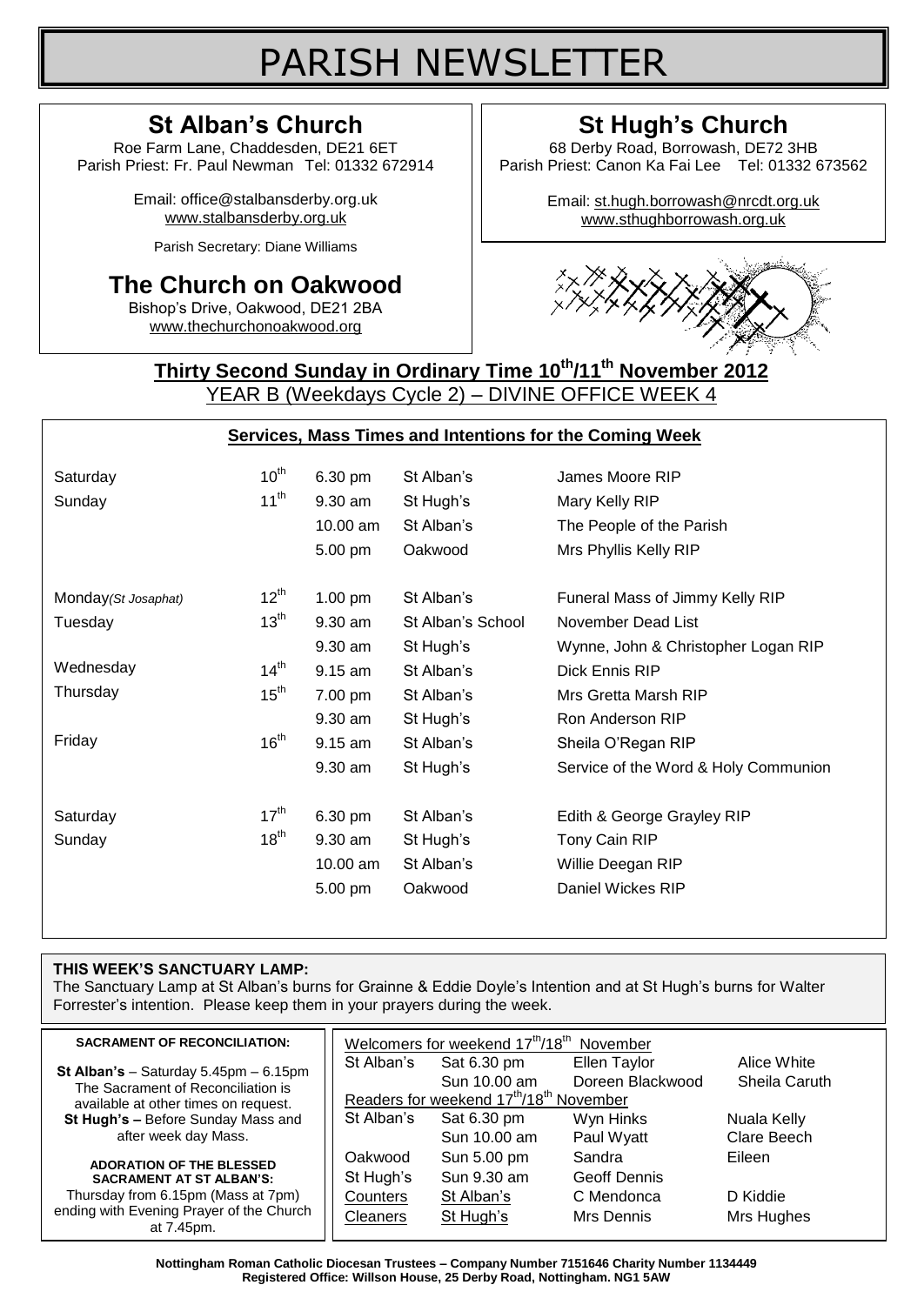# PARISH NEWSLETTER

## St Alban's Church

Roe Farm Lane, Chaddesden, DE21 6ET
Parish Priest: Fr. Paul Newman Tel: 01332 672914

Email: office@stalbansderby.org.uk
www.stalbansderby.org.uk

Parish Secretary: Diane Williams

## The Church on Oakwood

Bishop's Drive, Oakwood, DE21 2BA
www.thechurchonoakwood.org

## St Hugh's Church

68 Derby Road, Borrowash, DE72 3HB
Parish Priest: Canon Ka Fai Lee Tel: 01332 673562

Email: st.hugh.borrowash@nrcdt.org.uk
www.sthughborrowash.org.uk

**Thirty Second Sunday in Ordinary Time 10th/11th November 2012**

YEAR B (Weekdays Cycle 2) – DIVINE OFFICE WEEK 4

### Services, Mass Times and Intentions for the Coming Week

| | | | | |
|---|---|---|---|---|
| Saturday | 10th | 6.30 pm | St Alban's | James Moore RIP |
| Sunday | 11th | 9.30 am | St Hugh's | Mary Kelly RIP |
| | | 10.00 am | St Alban's | The People of the Parish |
| | | 5.00 pm | Oakwood | Mrs Phyllis Kelly RIP |
| Monday *(St Josaphat)* | 12th | 1.00 pm | St Alban's | Funeral Mass of Jimmy Kelly RIP |
| Tuesday | 13th | 9.30 am | St Alban's School | November Dead List |
| | | 9.30 am | St Hugh's | Wynne, John & Christopher Logan RIP |
| Wednesday | 14th | 9.15 am | St Alban's | Dick Ennis RIP |
| Thursday | 15th | 7.00 pm | St Alban's | Mrs Gretta Marsh RIP |
| | | 9.30 am | St Hugh's | Ron Anderson RIP |
| Friday | 16th | 9.15 am | St Alban's | Sheila O'Regan RIP |
| | | 9.30 am | St Hugh's | Service of the Word & Holy Communion |
| Saturday | 17th | 6.30 pm | St Alban's | Edith & George Grayley RIP |
| Sunday | 18th | 9.30 am | St Hugh's | Tony Cain RIP |
| | | 10.00 am | St Alban's | Willie Deegan RIP |
| | | 5.00 pm | Oakwood | Daniel Wickes RIP |

**THIS WEEK'S SANCTUARY LAMP:**

The Sanctuary Lamp at St Alban's burns for Grainne & Eddie Doyle's Intention and at St Hugh's burns for Walter Forrester's intention. Please keep them in your prayers during the week.

**SACRAMENT OF RECONCILIATION:**

**St Alban's** – Saturday 5.45pm – 6.15pm
The Sacrament of Reconciliation is available at other times on request.
**St Hugh's –** Before Sunday Mass and after week day Mass.

**ADORATION OF THE BLESSED SACRAMENT AT ST ALBAN'S:**
Thursday from 6.15pm (Mass at 7pm) ending with Evening Prayer of the Church at 7.45pm.

| | | | |
|---|---|---|---|
| Welcomers for weekend 17th/18th November | | | |
| St Alban's | Sat 6.30 pm | Ellen Taylor | Alice White |
| | Sun 10.00 am | Doreen Blackwood | Sheila Caruth |
| Readers for weekend 17th/18th November | | | |
| St Alban's | Sat 6.30 pm | Wyn Hinks | Nuala Kelly |
| | Sun 10.00 am | Paul Wyatt | Clare Beech |
| Oakwood | Sun 5.00 pm | Sandra | Eileen |
| St Hugh's | Sun 9.30 am | Geoff Dennis | |
| Counters | St Alban's | C Mendonca | D Kiddie |
| Cleaners | St Hugh's | Mrs Dennis | Mrs Hughes |

**Nottingham Roman Catholic Diocesan Trustees – Company Number 7151646 Charity Number 1134449**
**Registered Office: Willson House, 25 Derby Road, Nottingham. NG1 5AW**